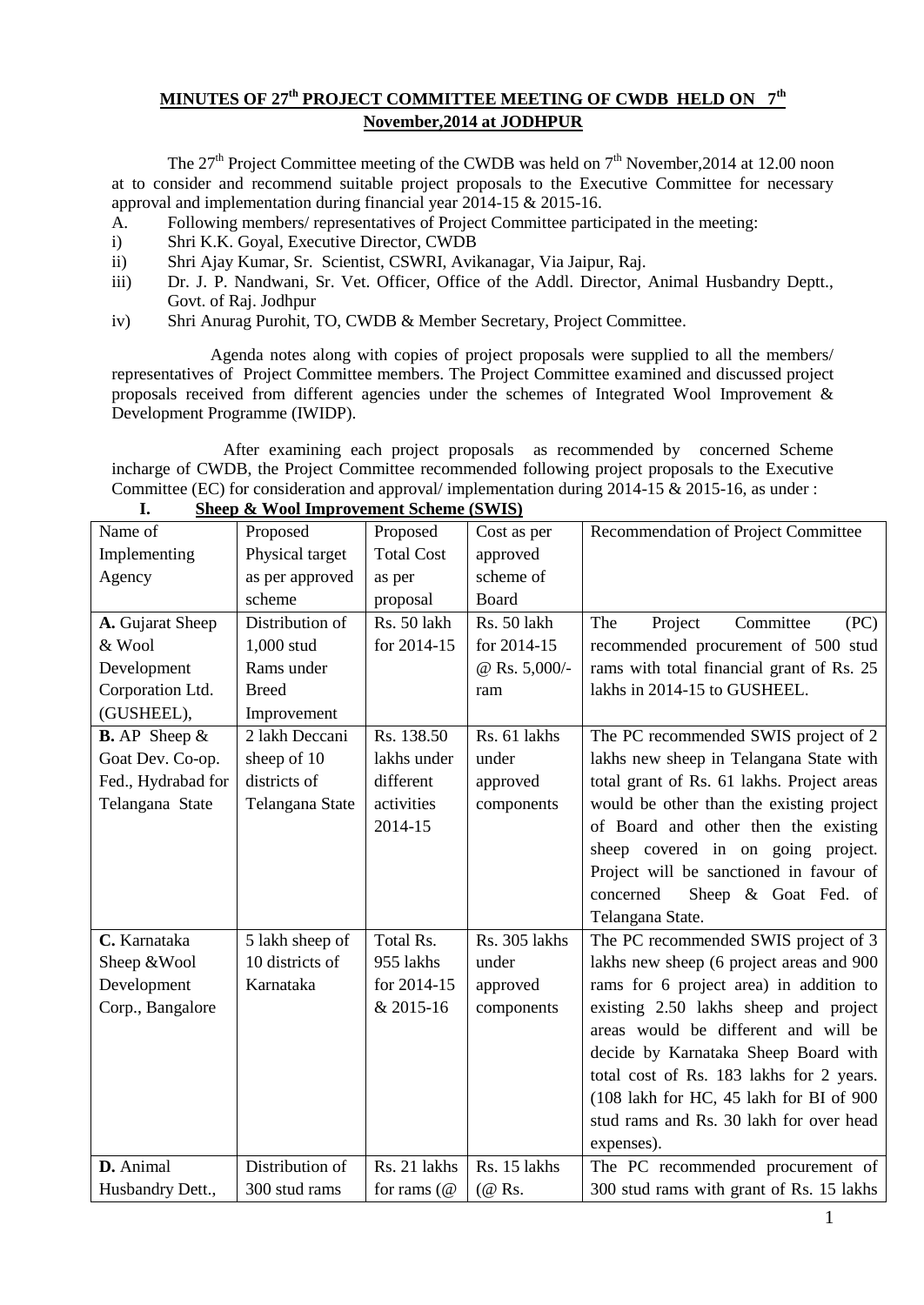## MINUTES OF 27th PROJECT COMMITTEE MEETING OF CWDB HELD ON 7th November,2014 at JODHPUR

The 27th Project Committee meeting of the CWDB was held on 7th November,2014 at 12.00 noon at to consider and recommend suitable project proposals to the Executive Committee for necessary approval and implementation during financial year 2014-15 & 2015-16.

A. Following members/ representatives of Project Committee participated in the meeting:

i) Shri K.K. Goyal, Executive Director, CWDB

ii) Shri Ajay Kumar, Sr. Scientist, CSWRI, Avikanagar, Via Jaipur, Raj.

iii) Dr. J. P. Nandwani, Sr. Vet. Officer, Office of the Addl. Director, Animal Husbandry Deptt., Govt. of Raj. Jodhpur

iv) Shri Anurag Purohit, TO, CWDB & Member Secretary, Project Committee.

Agenda notes along with copies of project proposals were supplied to all the members/ representatives of Project Committee members. The Project Committee examined and discussed project proposals received from different agencies under the schemes of Integrated Wool Improvement & Development Programme (IWIDP).

After examining each project proposals as recommended by concerned Scheme incharge of CWDB, the Project Committee recommended following project proposals to the Executive Committee (EC) for consideration and approval/ implementation during 2014-15 & 2015-16, as under :

### I. Sheep & Wool Improvement Scheme (SWIS)

| Name of Implementing Agency | Proposed Physical target as per approved scheme | Proposed Total Cost as per proposal | Cost as per approved scheme of Board | Recommendation of Project Committee |
|---|---|---|---|---|
| **A.** Gujarat Sheep & Wool Development Corporation Ltd. (GUSHEEL), | Distribution of 1,000 stud Rams under Breed Improvement | Rs. 50 lakh for 2014-15 | Rs. 50 lakh for 2014-15 @ Rs. 5,000/- ram | The Project Committee (PC) recommended procurement of 500 stud rams with total financial grant of Rs. 25 lakhs in 2014-15 to GUSHEEL. |
| **B.** AP Sheep & Goat Dev. Co-op. Fed., Hydrabad for Telangana State | 2 lakh Deccani sheep of 10 districts of Telangana State | Rs. 138.50 lakhs under different activities 2014-15 | Rs. 61 lakhs under approved components | The PC recommended SWIS project of 2 lakhs new sheep in Telangana State with total grant of Rs. 61 lakhs. Project areas would be other than the existing project of Board and other then the existing sheep covered in on going project. Project will be sanctioned in favour of concerned Sheep & Goat Fed. of Telangana State. |
| **C.** Karnataka Sheep &Wool Development Corp., Bangalore | 5 lakh sheep of 10 districts of Karnataka | Total Rs. 955 lakhs for 2014-15 & 2015-16 | Rs. 305 lakhs under approved components | The PC recommended SWIS project of 3 lakhs new sheep (6 project areas and 900 rams for 6 project area) in addition to existing 2.50 lakhs sheep and project areas would be different and will be decide by Karnataka Sheep Board with total cost of Rs. 183 lakhs for 2 years. (108 lakh for HC, 45 lakh for BI of 900 stud rams and Rs. 30 lakh for over head expenses). |
| **D.** Animal Husbandry Dett., | Distribution of 300 stud rams | Rs. 21 lakhs for rams (@ | Rs. 15 lakhs (@ Rs. | The PC recommended procurement of 300 stud rams with grant of Rs. 15 lakhs |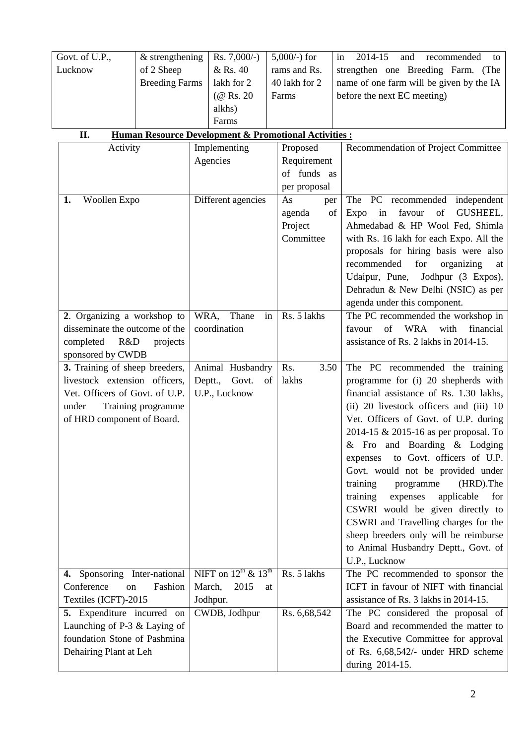| | | | | |
|---|---|---|---|---|
| Govt. of U.P., Lucknow | & strengthening of 2 Sheep Breeding Farms | Rs. 7,000/-) & Rs. 40 lakh for 2 (@ Rs. 20 alkhs) Farms | 5,000/-) for rams and Rs. 40 lakh for 2 Farms | in 2014-15 and recommended to strengthen one Breeding Farm. (The name of one farm will be given by the IA before the next EC meeting) |

## II. Human Resource Development & Promotional Activities :

| Activity | Implementing Agencies | Proposed Requirement of funds as per proposal | Recommendation of Project Committee |
|---|---|---|---|
| **1.** Woollen Expo | Different agencies | As per agenda of Project Committee | The PC recommended independent Expo in favour of GUSHEEL, Ahmedabad & HP Wool Fed, Shimla with Rs. 16 lakh for each Expo. All the proposals for hiring basis were also recommended for organizing at Udaipur, Pune, Jodhpur (3 Expos), Dehradun & New Delhi (NSIC) as per agenda under this component. |
| **2**. Organizing a workshop to disseminate the outcome of the completed R&D projects sponsored by CWDB | WRA, Thane in coordination | Rs. 5 lakhs | The PC recommended the workshop in favour of WRA with financial assistance of Rs. 2 lakhs in 2014-15. |
| **3.** Training of sheep breeders, livestock extension officers, Vet. Officers of Govt. of U.P. under Training programme of HRD component of Board. | Animal Husbandry Deptt., Govt. of U.P., Lucknow | Rs. 3.50 lakhs | The PC recommended the training programme for (i) 20 shepherds with financial assistance of Rs. 1.30 lakhs, (ii) 20 livestock officers and (iii) 10 Vet. Officers of Govt. of U.P. during 2014-15 & 2015-16 as per proposal. To & Fro and Boarding & Lodging expenses to Govt. officers of U.P. Govt. would not be provided under training programme (HRD).The training expenses applicable for CSWRI would be given directly to CSWRI and Travelling charges for the sheep breeders only will be reimburse to Animal Husbandry Deptt., Govt. of U.P., Lucknow |
| **4.** Sponsoring Inter-national Conference on Fashion Textiles (ICFT)-2015 | NIFT on 12th & 13th March, 2015 at Jodhpur. | Rs. 5 lakhs | The PC recommended to sponsor the ICFT in favour of NIFT with financial assistance of Rs. 3 lakhs in 2014-15. |
| **5.** Expenditure incurred on Launching of P-3 & Laying of foundation Stone of Pashmina Dehairing Plant at Leh | CWDB, Jodhpur | Rs. 6,68,542 | The PC considered the proposal of Board and recommended the matter to the Executive Committee for approval of Rs. 6,68,542/- under HRD scheme during 2014-15. |